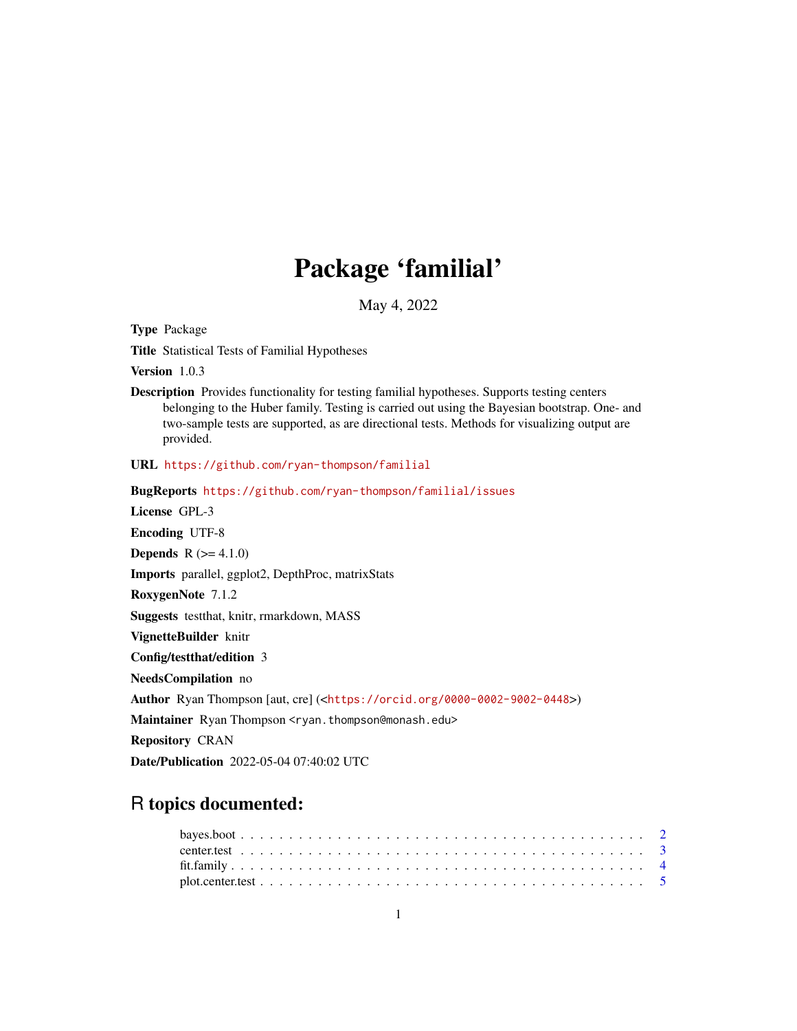# Package 'familial'

May 4, 2022

**Type** Package

**Title** Statistical Tests of Familial Hypotheses

**Version** 1.0.3

**Description** Provides functionality for testing familial hypotheses. Supports testing centers belonging to the Huber family. Testing is carried out using the Bayesian bootstrap. One- and two-sample tests are supported, as are directional tests. Methods for visualizing output are provided.

**URL** https://github.com/ryan-thompson/familial

**BugReports** https://github.com/ryan-thompson/familial/issues

**License** GPL-3

**Encoding** UTF-8

**Depends** R (>= 4.1.0)

**Imports** parallel, ggplot2, DepthProc, matrixStats

**RoxygenNote** 7.1.2

**Suggests** testthat, knitr, rmarkdown, MASS

**VignetteBuilder** knitr

**Config/testthat/edition** 3

**NeedsCompilation** no

**Author** Ryan Thompson [aut, cre] (<https://orcid.org/0000-0002-9002-0448>)

**Maintainer** Ryan Thompson <ryan.thompson@monash.edu>

**Repository** CRAN

**Date/Publication** 2022-05-04 07:40:02 UTC

## R topics documented:

- bayes.boot . . . . . . . . . . . . . . . . . . . . . . . . . . . . . . . . . . . . . . . . 2
- center.test . . . . . . . . . . . . . . . . . . . . . . . . . . . . . . . . . . . . . . . . 3
- fit.family . . . . . . . . . . . . . . . . . . . . . . . . . . . . . . . . . . . . . . . . 4
- plot.center.test . . . . . . . . . . . . . . . . . . . . . . . . . . . . . . . . . . . . . 5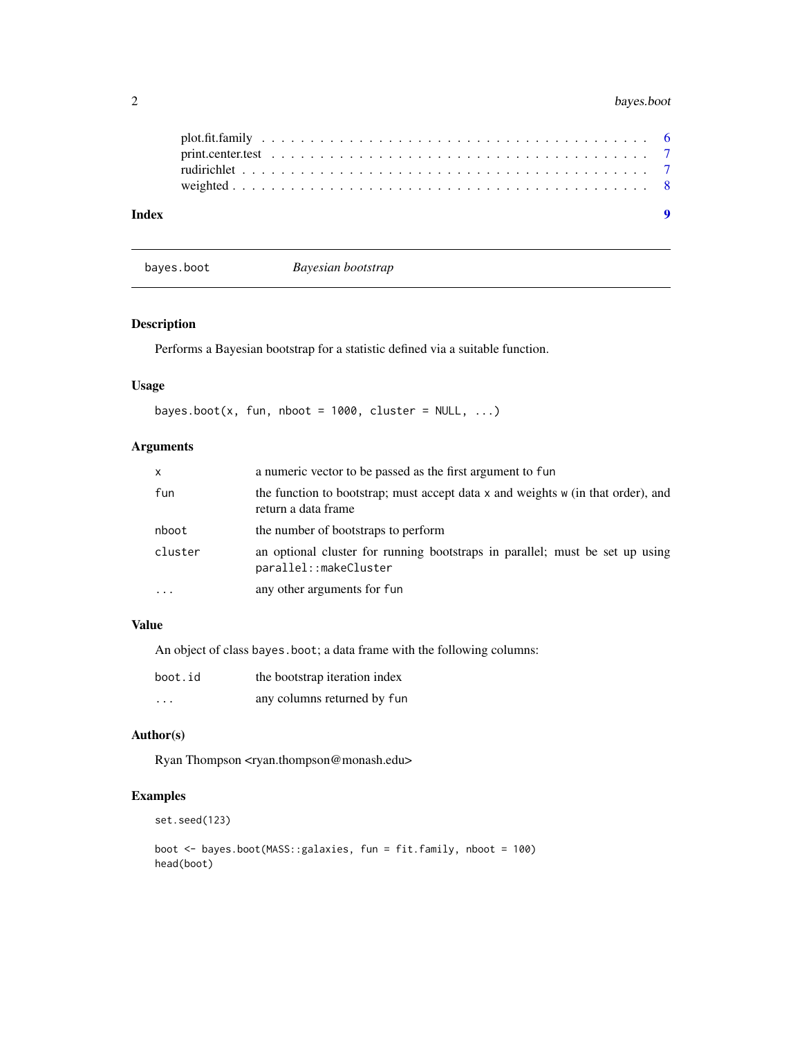| | |
|---|---|
| plot.fit.family | 6 |
| print.center.test | 7 |
| rudirichlet | 7 |
| weighted | 8 |

**Index** 9

## bayes.boot *Bayesian bootstrap*

### Description

Performs a Bayesian bootstrap for a statistic defined via a suitable function.

### Usage

```
bayes.boot(x, fun, nboot = 1000, cluster = NULL, ...)
```

### Arguments

| | |
|---|---|
| `x` | a numeric vector to be passed as the first argument to `fun` |
| `fun` | the function to bootstrap; must accept data `x` and weights `w` (in that order), and return a data frame |
| `nboot` | the number of bootstraps to perform |
| `cluster` | an optional cluster for running bootstraps in parallel; must be set up using `parallel::makeCluster` |
| `...` | any other arguments for `fun` |

### Value

An object of class `bayes.boot`; a data frame with the following columns:

| | |
|---|---|
| `boot.id` | the bootstrap iteration index |
| `...` | any columns returned by `fun` |

### Author(s)

Ryan Thompson <ryan.thompson@monash.edu>

### Examples

```
set.seed(123)

boot <- bayes.boot(MASS::galaxies, fun = fit.family, nboot = 100)
head(boot)
```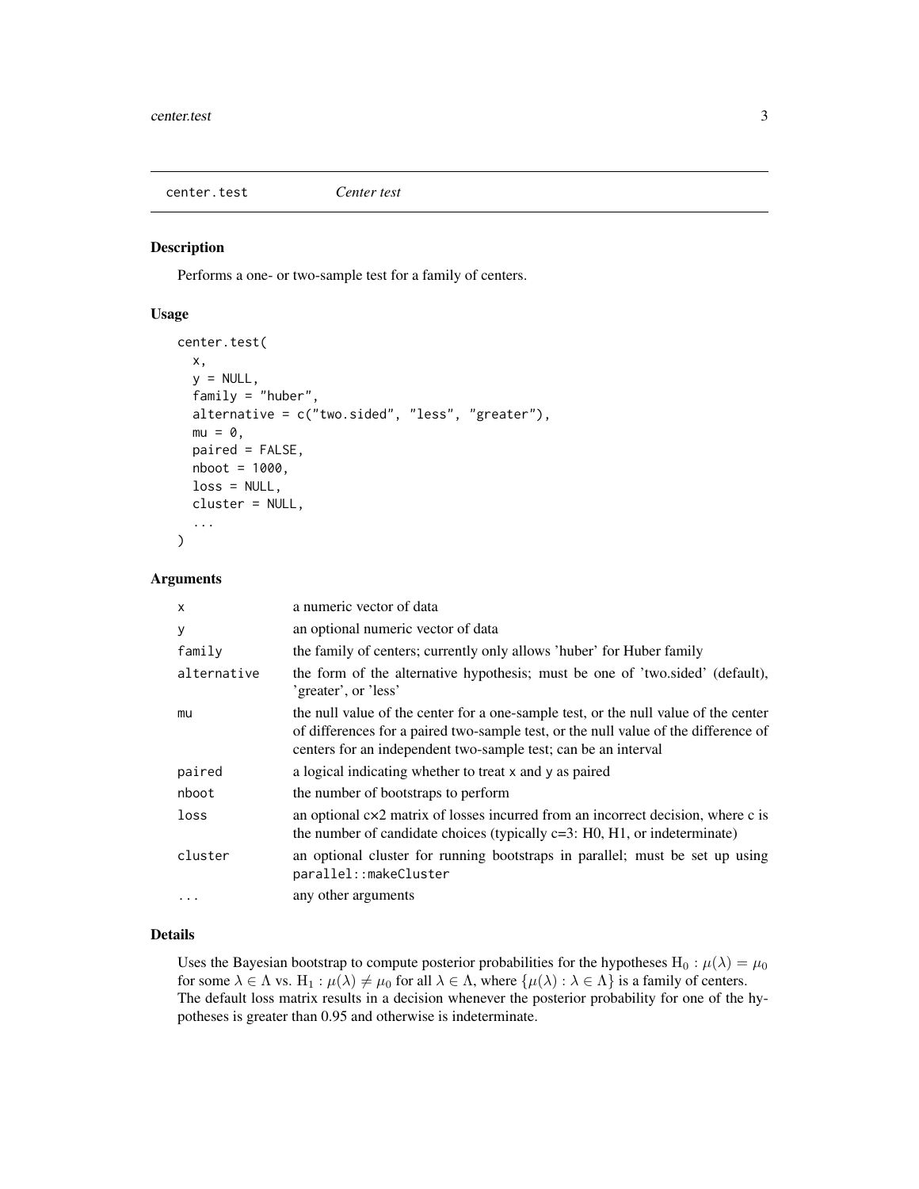## center.test *Center test*

### Description

Performs a one- or two-sample test for a family of centers.

### Usage

```
center.test(
  x,
  y = NULL,
  family = "huber",
  alternative = c("two.sided", "less", "greater"),
  mu = 0,
  paired = FALSE,
  nboot = 1000,
  loss = NULL,
  cluster = NULL,
  ...
)
```

### Arguments

| | |
|---|---|
| x | a numeric vector of data |
| y | an optional numeric vector of data |
| family | the family of centers; currently only allows 'huber' for Huber family |
| alternative | the form of the alternative hypothesis; must be one of 'two.sided' (default), 'greater', or 'less' |
| mu | the null value of the center for a one-sample test, or the null value of the center of differences for a paired two-sample test, or the null value of the difference of centers for an independent two-sample test; can be an interval |
| paired | a logical indicating whether to treat x and y as paired |
| nboot | the number of bootstraps to perform |
| loss | an optional c×2 matrix of losses incurred from an incorrect decision, where c is the number of candidate choices (typically c=3: H0, H1, or indeterminate) |
| cluster | an optional cluster for running bootstraps in parallel; must be set up using `parallel::makeCluster` |
| ... | any other arguments |

### Details

Uses the Bayesian bootstrap to compute posterior probabilities for the hypotheses $\mathrm{H}_0 : \mu(\lambda) = \mu_0$ for some $\lambda \in \Lambda$ vs. $\mathrm{H}_1 : \mu(\lambda) \neq \mu_0$ for all $\lambda \in \Lambda$, where $\{\mu(\lambda) : \lambda \in \Lambda\}$ is a family of centers. The default loss matrix results in a decision whenever the posterior probability for one of the hypotheses is greater than 0.95 and otherwise is indeterminate.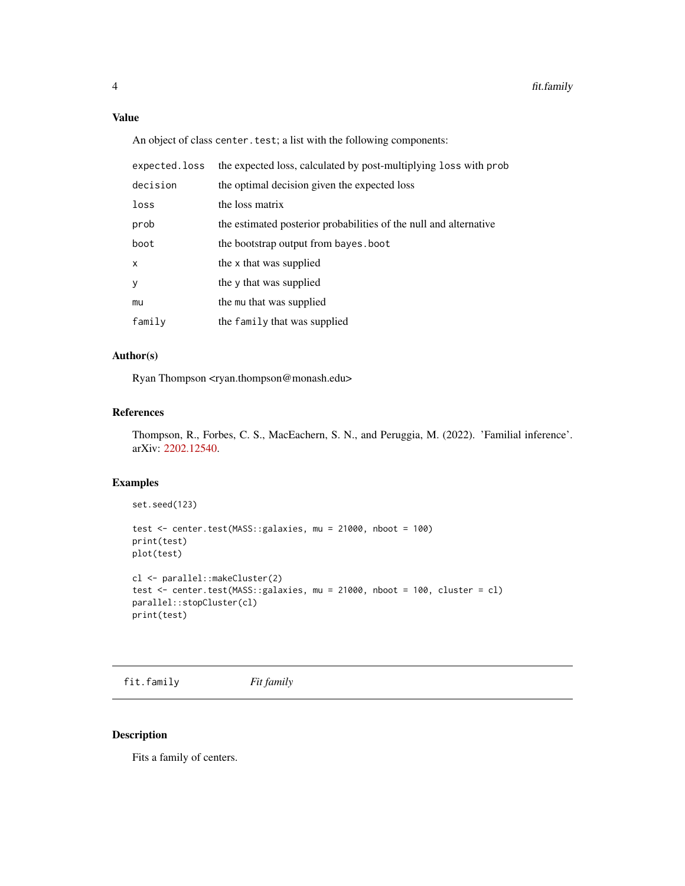## Value

An object of class `center.test`; a list with the following components:

| | |
|---|---|
| `expected.loss` | the expected loss, calculated by post-multiplying `loss` with `prob` |
| `decision` | the optimal decision given the expected loss |
| `loss` | the loss matrix |
| `prob` | the estimated posterior probabilities of the null and alternative |
| `boot` | the bootstrap output from `bayes.boot` |
| `x` | the `x` that was supplied |
| `y` | the `y` that was supplied |
| `mu` | the `mu` that was supplied |
| `family` | the `family` that was supplied |

## Author(s)

Ryan Thompson <ryan.thompson@monash.edu>

## References

Thompson, R., Forbes, C. S., MacEachern, S. N., and Peruggia, M. (2022). 'Familial inference'. arXiv: 2202.12540.

## Examples

```
set.seed(123)

test <- center.test(MASS::galaxies, mu = 21000, nboot = 100)
print(test)
plot(test)

cl <- parallel::makeCluster(2)
test <- center.test(MASS::galaxies, mu = 21000, nboot = 100, cluster = cl)
parallel::stopCluster(cl)
print(test)
```

---

# `fit.family` *Fit family*

## Description

Fits a family of centers.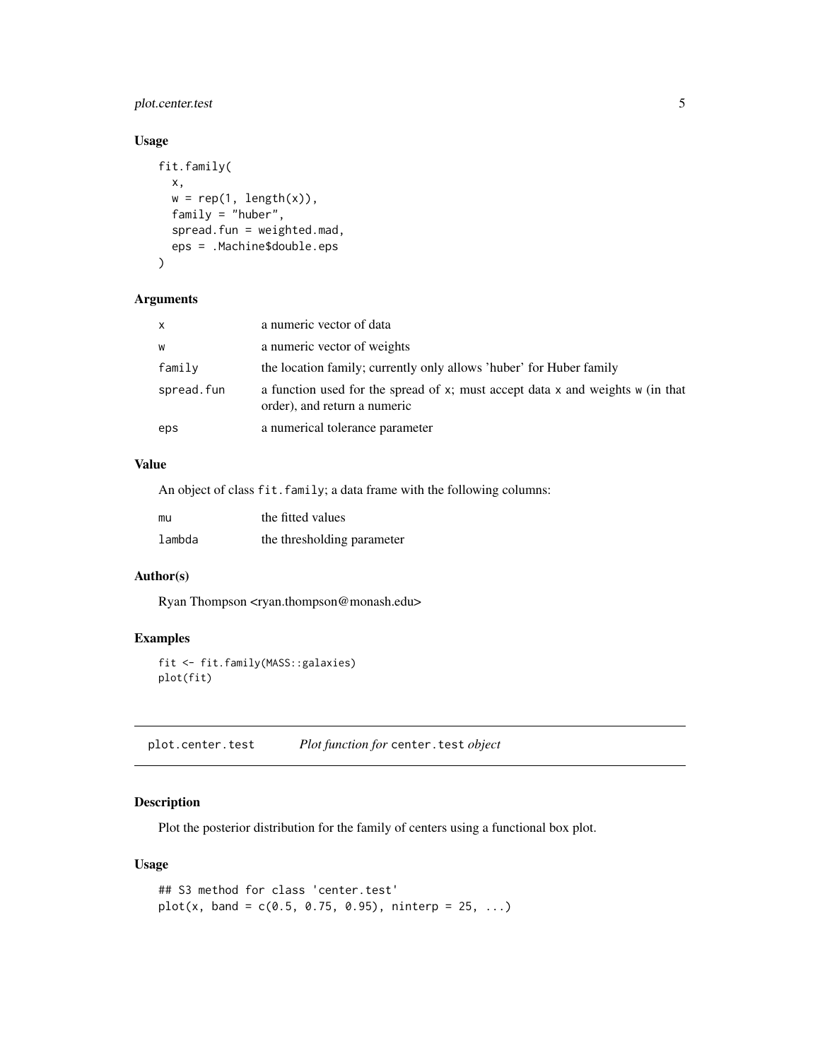## Usage

```
fit.family(
  x,
  w = rep(1, length(x)),
  family = "huber",
  spread.fun = weighted.mad,
  eps = .Machine$double.eps
)
```

## Arguments

| | |
|---|---|
| `x` | a numeric vector of data |
| `w` | a numeric vector of weights |
| `family` | the location family; currently only allows 'huber' for Huber family |
| `spread.fun` | a function used for the spread of `x`; must accept data `x` and weights `w` (in that order), and return a numeric |
| `eps` | a numerical tolerance parameter |

## Value

An object of class `fit.family`; a data frame with the following columns:

| | |
|---|---|
| `mu` | the fitted values |
| `lambda` | the thresholding parameter |

## Author(s)

Ryan Thompson <ryan.thompson@monash.edu>

## Examples

```
fit <- fit.family(MASS::galaxies)
plot(fit)
```

---

# plot.center.test    *Plot function for* `center.test` *object*

---

## Description

Plot the posterior distribution for the family of centers using a functional box plot.

## Usage

```
## S3 method for class 'center.test'
plot(x, band = c(0.5, 0.75, 0.95), ninterp = 25, ...)
```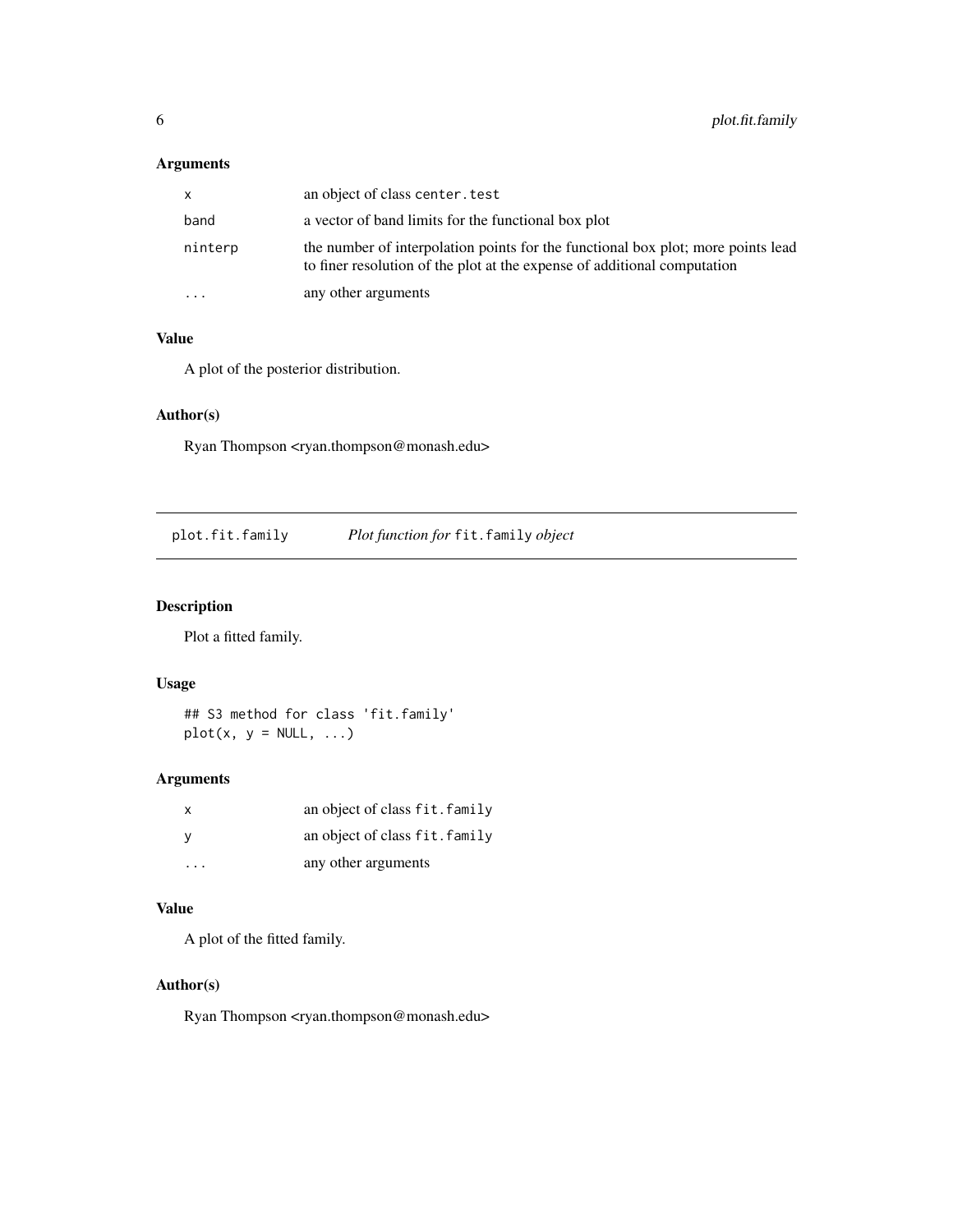### Arguments

| | |
|---|---|
| `x` | an object of class `center.test` |
| `band` | a vector of band limits for the functional box plot |
| `ninterp` | the number of interpolation points for the functional box plot; more points lead to finer resolution of the plot at the expense of additional computation |
| `...` | any other arguments |

### Value

A plot of the posterior distribution.

### Author(s)

Ryan Thompson <ryan.thompson@monash.edu>

---

## plot.fit.family — *Plot function for* `fit.family` *object*

### Description

Plot a fitted family.

### Usage

```
## S3 method for class 'fit.family'
plot(x, y = NULL, ...)
```

### Arguments

| | |
|---|---|
| `x` | an object of class `fit.family` |
| `y` | an object of class `fit.family` |
| `...` | any other arguments |

### Value

A plot of the fitted family.

### Author(s)

Ryan Thompson <ryan.thompson@monash.edu>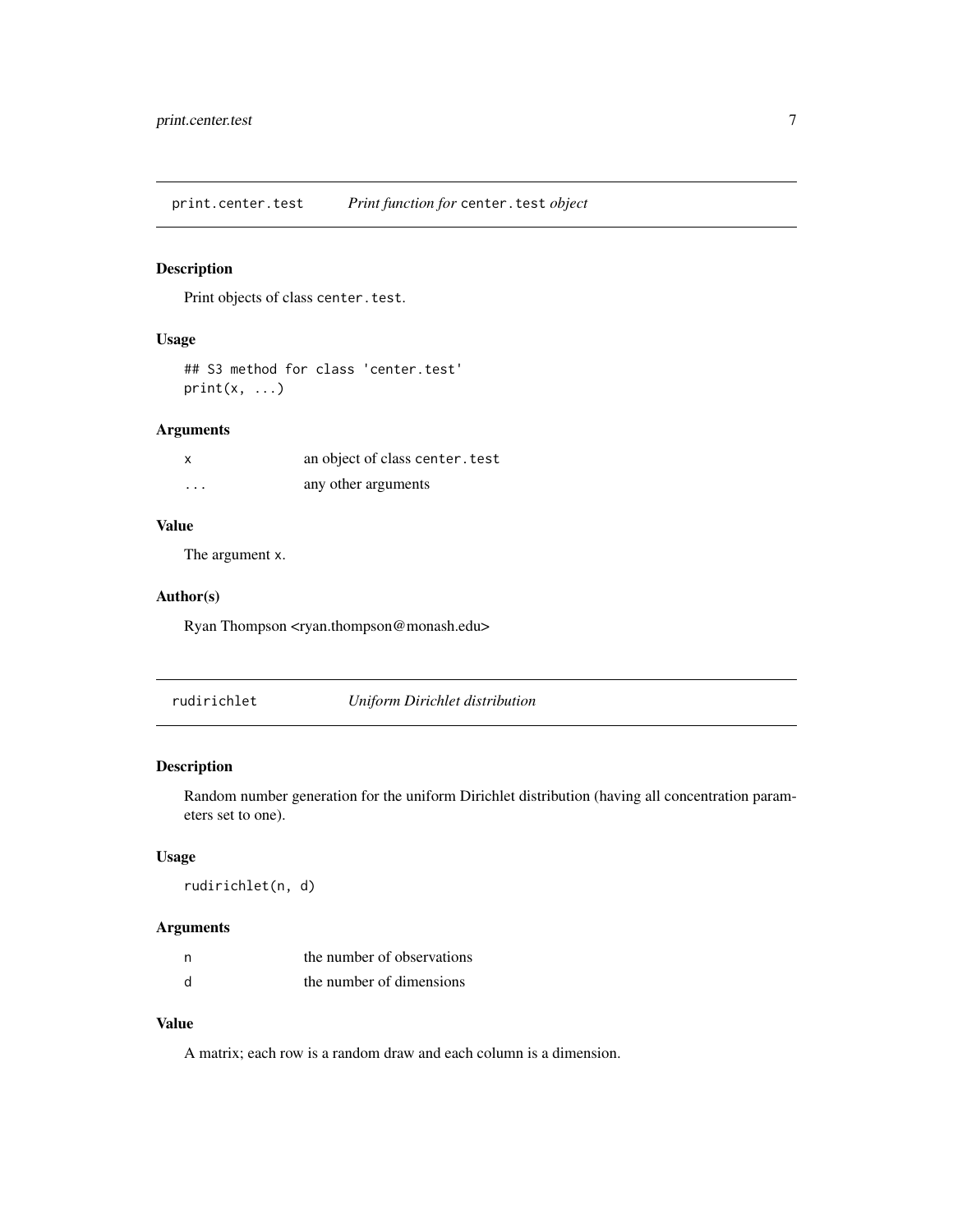## print.center.test — *Print function for* `center.test` *object*

### Description

Print objects of class `center.test`.

### Usage

```
## S3 method for class 'center.test'
print(x, ...)
```

### Arguments

| | |
|---|---|
| `x` | an object of class `center.test` |
| `...` | any other arguments |

### Value

The argument `x`.

### Author(s)

Ryan Thompson <ryan.thompson@monash.edu>

## rudirichlet — *Uniform Dirichlet distribution*

### Description

Random number generation for the uniform Dirichlet distribution (having all concentration parameters set to one).

### Usage

```
rudirichlet(n, d)
```

### Arguments

| | |
|---|---|
| `n` | the number of observations |
| `d` | the number of dimensions |

### Value

A matrix; each row is a random draw and each column is a dimension.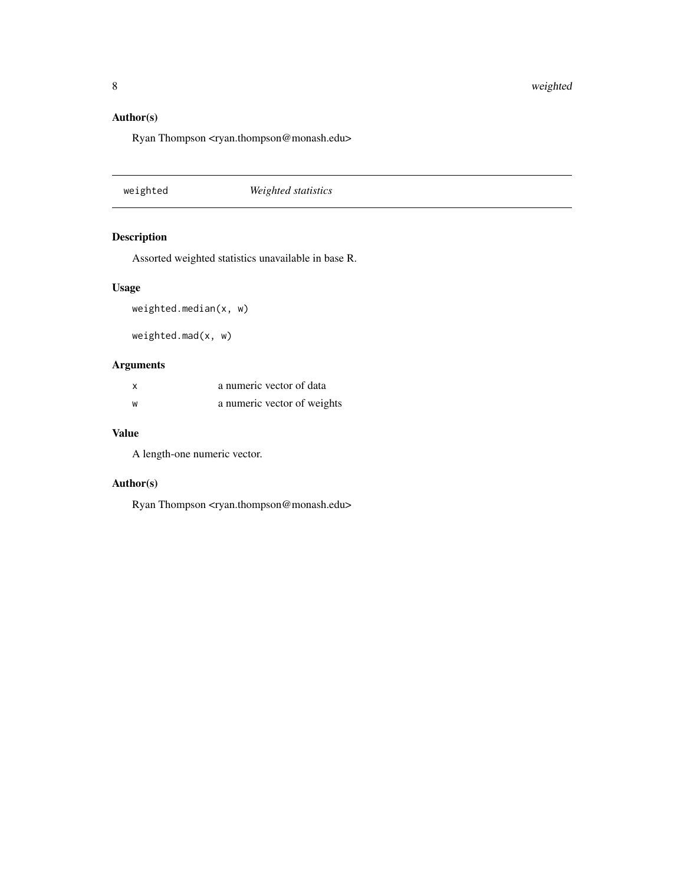### Author(s)

Ryan Thompson <ryan.thompson@monash.edu>

---

## weighted — *Weighted statistics*

---

### Description

Assorted weighted statistics unavailable in base R.

### Usage

```
weighted.median(x, w)

weighted.mad(x, w)
```

### Arguments

| | |
|---|---|
| `x` | a numeric vector of data |
| `w` | a numeric vector of weights |

### Value

A length-one numeric vector.

### Author(s)

Ryan Thompson <ryan.thompson@monash.edu>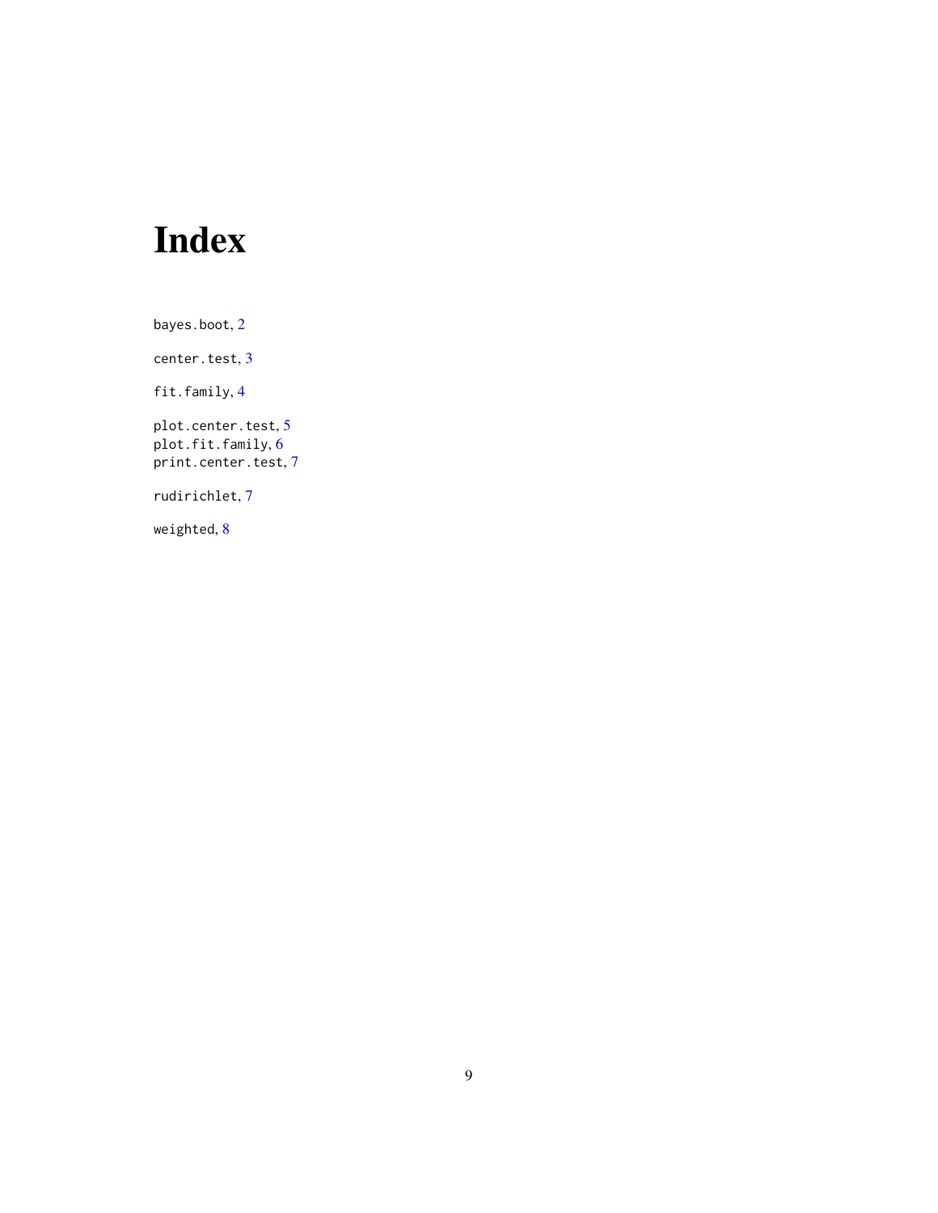# Index

bayes.boot, 2

center.test, 3

fit.family, 4

plot.center.test, 5
plot.fit.family, 6
print.center.test, 7

rudirichlet, 7

weighted, 8